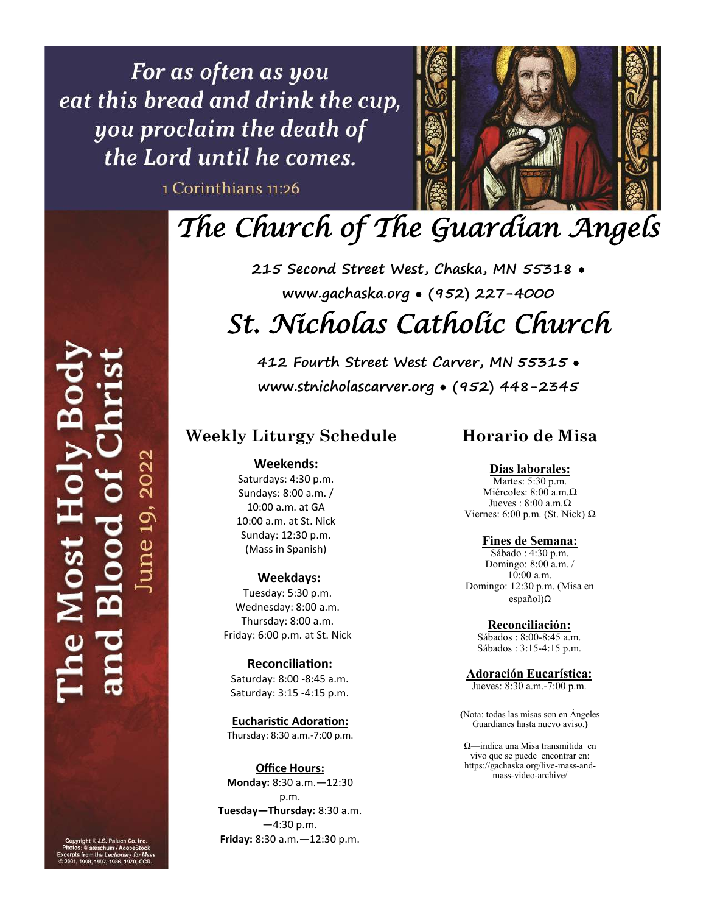*For as often as you eat this bread and drink the cup, you proclaim the death of the Lord until he comes.*

1 Corinthians 11:26

# The Church of The Guardian Angels

**215 Second Street West, Chaska, MN 55318 •**
**www.gachaska.org • (952) 227-4000**

# St. Nicholas Catholic Church

**412 Fourth Street West Carver, MN 55315 •**
**www.stnicholascarver.org • (952) 448-2345**

## The Most Holy Body and Blood of Christ

June 19, 2022

## Weekly Liturgy Schedule

**Weekends:**
Saturdays: 4:30 p.m.
Sundays: 8:00 a.m. / 10:00 a.m. at GA
10:00 a.m. at St. Nick
Sunday: 12:30 p.m. (Mass in Spanish)

**Weekdays:**
Tuesday: 5:30 p.m.
Wednesday: 8:00 a.m.
Thursday: 8:00 a.m.
Friday: 6:00 p.m. at St. Nick

**Reconciliation:**
Saturday: 8:00 -8:45 a.m.
Saturday: 3:15 -4:15 p.m.

**Eucharistic Adoration:**
Thursday: 8:30 a.m.-7:00 p.m.

**Office Hours:**
**Monday:** 8:30 a.m.—12:30 p.m.
**Tuesday—Thursday:** 8:30 a.m. —4:30 p.m.
**Friday:** 8:30 a.m.—12:30 p.m.

## Horario de Misa

**Días laborales:**
Martes: 5:30 p.m.
Miércoles: 8:00 a.m.Ω
Jueves : 8:00 a.m.Ω
Viernes: 6:00 p.m. (St. Nick) Ω

**Fines de Semana:**
Sábado : 4:30 p.m.
Domingo: 8:00 a.m. / 10:00 a.m.
Domingo: 12:30 p.m. (Misa en español)Ω

**Reconciliación:**
Sábados : 8:00-8:45 a.m.
Sábados : 3:15-4:15 p.m.

**Adoración Eucarística:**
Jueves: 8:30 a.m.-7:00 p.m.

(Nota: todas las misas son en Ángeles Guardianes hasta nuevo aviso.)

Ω—indica una Misa transmitida en vivo que se puede encontrar en: https://gachaska.org/live-mass-and-mass-video-archive/

Copyright © J.S. Paluch Co. Inc.
Photos: © steschum / AdobeStock
Excerpts from the *Lectionary for Mass* © 2001, 1998, 1997, 1986, 1970, CCD.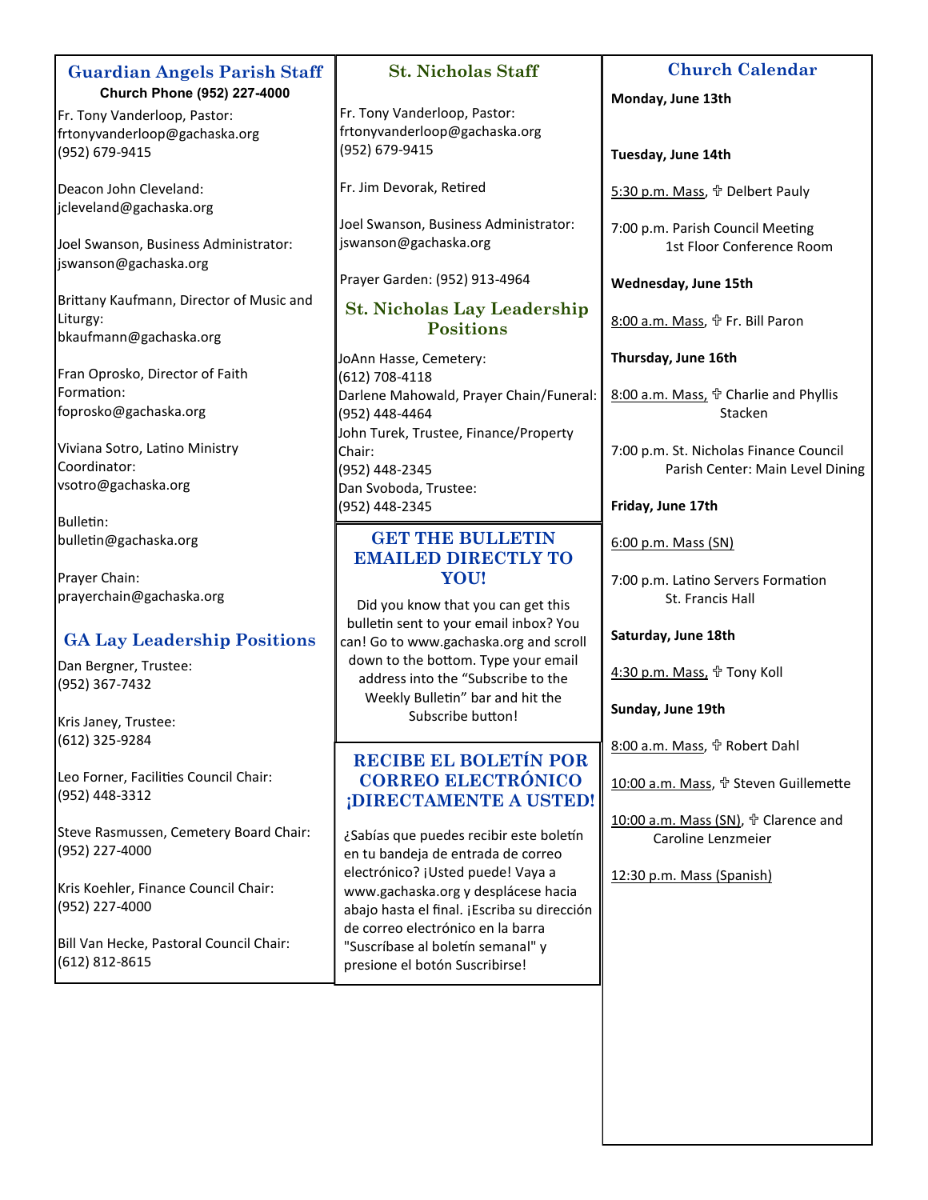## Guardian Angels Parish Staff

**Church Phone (952) 227-4000**

Fr. Tony Vanderloop, Pastor:
frtonyvanderloop@gachaska.org
(952) 679-9415

Deacon John Cleveland:
jcleveland@gachaska.org

Joel Swanson, Business Administrator:
jswanson@gachaska.org

Brittany Kaufmann, Director of Music and Liturgy:
bkaufmann@gachaska.org

Fran Oprosko, Director of Faith Formation:
foprosko@gachaska.org

Viviana Sotro, Latino Ministry Coordinator:
vsotro@gachaska.org

Bulletin:
bulletin@gachaska.org

Prayer Chain:
prayerchain@gachaska.org

## GA Lay Leadership Positions

Dan Bergner, Trustee:
(952) 367-7432

Kris Janey, Trustee:
(612) 325-9284

Leo Forner, Facilities Council Chair:
(952) 448-3312

Steve Rasmussen, Cemetery Board Chair:
(952) 227-4000

Kris Koehler, Finance Council Chair:
(952) 227-4000

Bill Van Hecke, Pastoral Council Chair:
(612) 812-8615

## St. Nicholas Staff

Fr. Tony Vanderloop, Pastor:
frtonyvanderloop@gachaska.org
(952) 679-9415

Fr. Jim Devorak, Retired

Joel Swanson, Business Administrator:
jswanson@gachaska.org

Prayer Garden: (952) 913-4964

## St. Nicholas Lay Leadership Positions

JoAnn Hasse, Cemetery:
(612) 708-4118
Darlene Mahowald, Prayer Chain/Funeral:
(952) 448-4464
John Turek, Trustee, Finance/Property Chair:
(952) 448-2345
Dan Svoboda, Trustee:
(952) 448-2345

## GET THE BULLETIN EMAILED DIRECTLY TO YOU!

Did you know that you can get this bulletin sent to your email inbox? You can! Go to www.gachaska.org and scroll down to the bottom. Type your email address into the "Subscribe to the Weekly Bulletin" bar and hit the Subscribe button!

## RECIBE EL BOLETÍN POR CORREO ELECTRÓNICO ¡DIRECTAMENTE A USTED!

¿Sabías que puedes recibir este boletín en tu bandeja de entrada de correo electrónico? ¡Usted puede! Vaya a www.gachaska.org y desplácese hacia abajo hasta el final. ¡Escriba su dirección de correo electrónico en la barra "Suscríbase al boletín semanal" y presione el botón Suscribirse!

## Church Calendar

**Monday, June 13th**

**Tuesday, June 14th**

5:30 p.m. Mass, ✞ Delbert Pauly

7:00 p.m. Parish Council Meeting
1st Floor Conference Room

**Wednesday, June 15th**

8:00 a.m. Mass, ✞ Fr. Bill Paron

**Thursday, June 16th**

8:00 a.m. Mass, ✞ Charlie and Phyllis Stacken

7:00 p.m. St. Nicholas Finance Council
Parish Center: Main Level Dining

**Friday, June 17th**

6:00 p.m. Mass (SN)

7:00 p.m. Latino Servers Formation
St. Francis Hall

**Saturday, June 18th**

4:30 p.m. Mass, ✞ Tony Koll

**Sunday, June 19th**

8:00 a.m. Mass, ✞ Robert Dahl

10:00 a.m. Mass, ✞ Steven Guillemette

10:00 a.m. Mass (SN), ✞ Clarence and Caroline Lenzmeier

12:30 p.m. Mass (Spanish)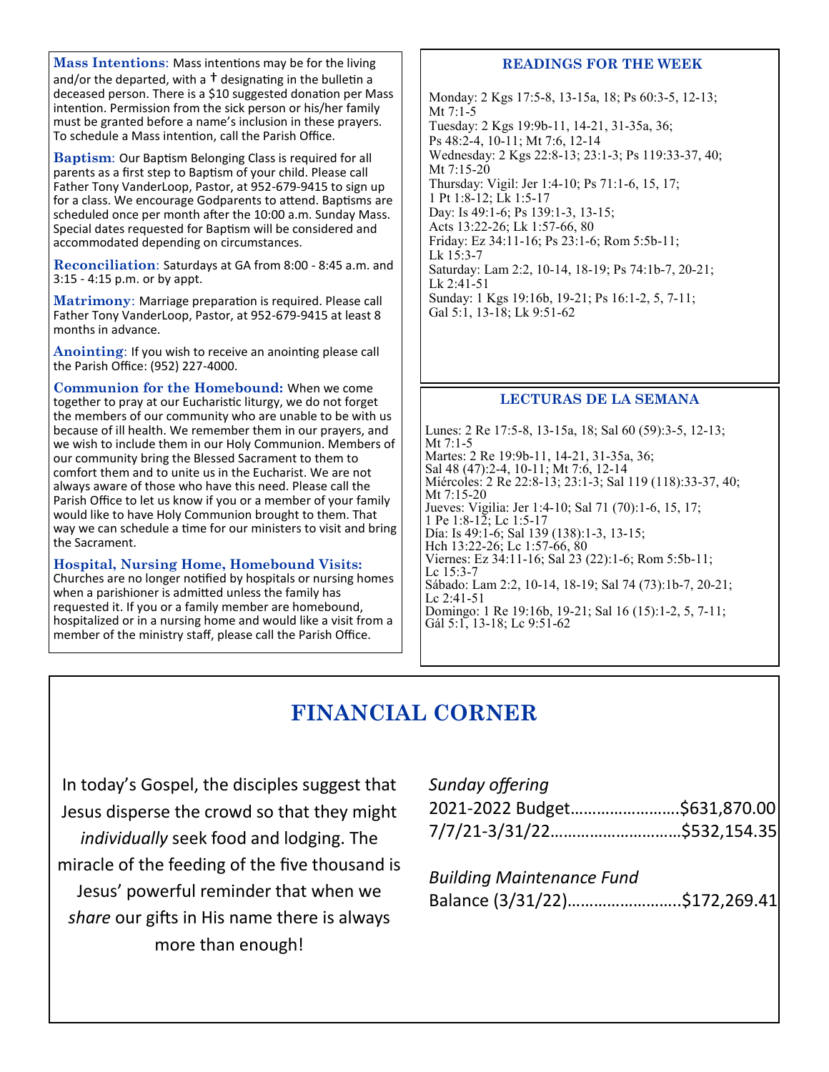**Mass Intentions**: Mass intentions may be for the living and/or the departed, with a † designating in the bulletin a deceased person. There is a $10 suggested donation per Mass intention. Permission from the sick person or his/her family must be granted before a name's inclusion in these prayers. To schedule a Mass intention, call the Parish Office.

**Baptism**: Our Baptism Belonging Class is required for all parents as a first step to Baptism of your child. Please call Father Tony VanderLoop, Pastor, at 952-679-9415 to sign up for a class. We encourage Godparents to attend. Baptisms are scheduled once per month after the 10:00 a.m. Sunday Mass. Special dates requested for Baptism will be considered and accommodated depending on circumstances.

**Reconciliation**: Saturdays at GA from 8:00 - 8:45 a.m. and 3:15 - 4:15 p.m. or by appt.

**Matrimony**: Marriage preparation is required. Please call Father Tony VanderLoop, Pastor, at 952-679-9415 at least 8 months in advance.

**Anointing**: If you wish to receive an anointing please call the Parish Office: (952) 227-4000.

**Communion for the Homebound:** When we come together to pray at our Eucharistic liturgy, we do not forget the members of our community who are unable to be with us because of ill health. We remember them in our prayers, and we wish to include them in our Holy Communion. Members of our community bring the Blessed Sacrament to them to comfort them and to unite us in the Eucharist. We are not always aware of those who have this need. Please call the Parish Office to let us know if you or a member of your family would like to have Holy Communion brought to them. That way we can schedule a time for our ministers to visit and bring the Sacrament.

**Hospital, Nursing Home, Homebound Visits:** Churches are no longer notified by hospitals or nursing homes when a parishioner is admitted unless the family has requested it. If you or a family member are homebound, hospitalized or in a nursing home and would like a visit from a member of the ministry staff, please call the Parish Office.

## READINGS FOR THE WEEK

Monday: 2 Kgs 17:5-8, 13-15a, 18; Ps 60:3-5, 12-13; Mt 7:1-5
Tuesday: 2 Kgs 19:9b-11, 14-21, 31-35a, 36; Ps 48:2-4, 10-11; Mt 7:6, 12-14
Wednesday: 2 Kgs 22:8-13; 23:1-3; Ps 119:33-37, 40; Mt 7:15-20
Thursday: Vigil: Jer 1:4-10; Ps 71:1-6, 15, 17; 1 Pt 1:8-12; Lk 1:5-17
Day: Is 49:1-6; Ps 139:1-3, 13-15; Acts 13:22-26; Lk 1:57-66, 80
Friday: Ez 34:11-16; Ps 23:1-6; Rom 5:5b-11; Lk 15:3-7
Saturday: Lam 2:2, 10-14, 18-19; Ps 74:1b-7, 20-21; Lk 2:41-51
Sunday: 1 Kgs 19:16b, 19-21; Ps 16:1-2, 5, 7-11; Gal 5:1, 13-18; Lk 9:51-62

## LECTURAS DE LA SEMANA

Lunes: 2 Re 17:5-8, 13-15a, 18; Sal 60 (59):3-5, 12-13; Mt 7:1-5
Martes: 2 Re 19:9b-11, 14-21, 31-35a, 36; Sal 48 (47):2-4, 10-11; Mt 7:6, 12-14
Miércoles: 2 Re 22:8-13; 23:1-3; Sal 119 (118):33-37, 40; Mt 7:15-20
Jueves: Vigilia: Jer 1:4-10; Sal 71 (70):1-6, 15, 17; 1 Pe 1:8-12; Lc 1:5-17
Día: Is 49:1-6; Sal 139 (138):1-3, 13-15; Hch 13:22-26; Lc 1:57-66, 80
Viernes: Ez 34:11-16; Sal 23 (22):1-6; Rom 5:5b-11; Lc 15:3-7
Sábado: Lam 2:2, 10-14, 18-19; Sal 74 (73):1b-7, 20-21; Lc 2:41-51
Domingo: 1 Re 19:16b, 19-21; Sal 16 (15):1-2, 5, 7-11; Gál 5:1, 13-18; Lc 9:51-62

# FINANCIAL CORNER

In today's Gospel, the disciples suggest that Jesus disperse the crowd so that they might *individually* seek food and lodging. The miracle of the feeding of the five thousand is Jesus' powerful reminder that when we *share* our gifts in His name there is always more than enough!

*Sunday offering*
2021-2022 Budget……………………$631,870.00
7/7/21-3/31/22…………………………$532,154.35

*Building Maintenance Fund*
Balance (3/31/22)…………………….$172,269.41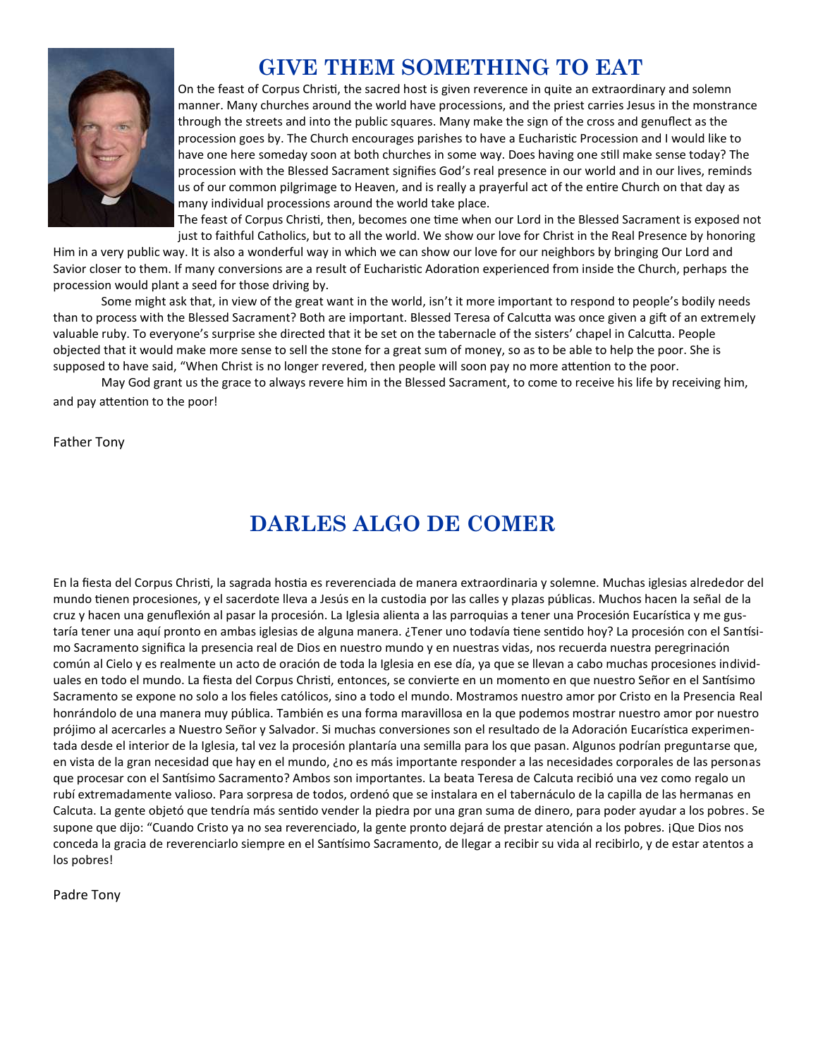# GIVE THEM SOMETHING TO EAT

On the feast of Corpus Christi, the sacred host is given reverence in quite an extraordinary and solemn manner. Many churches around the world have processions, and the priest carries Jesus in the monstrance through the streets and into the public squares. Many make the sign of the cross and genuflect as the procession goes by. The Church encourages parishes to have a Eucharistic Procession and I would like to have one here someday soon at both churches in some way. Does having one still make sense today? The procession with the Blessed Sacrament signifies God's real presence in our world and in our lives, reminds us of our common pilgrimage to Heaven, and is really a prayerful act of the entire Church on that day as many individual processions around the world take place.

The feast of Corpus Christi, then, becomes one time when our Lord in the Blessed Sacrament is exposed not just to faithful Catholics, but to all the world. We show our love for Christ in the Real Presence by honoring Him in a very public way. It is also a wonderful way in which we can show our love for our neighbors by bringing Our Lord and Savior closer to them. If many conversions are a result of Eucharistic Adoration experienced from inside the Church, perhaps the procession would plant a seed for those driving by.

Some might ask that, in view of the great want in the world, isn't it more important to respond to people's bodily needs than to process with the Blessed Sacrament? Both are important. Blessed Teresa of Calcutta was once given a gift of an extremely valuable ruby. To everyone's surprise she directed that it be set on the tabernacle of the sisters' chapel in Calcutta. People objected that it would make more sense to sell the stone for a great sum of money, so as to be able to help the poor. She is supposed to have said, "When Christ is no longer revered, then people will soon pay no more attention to the poor.

May God grant us the grace to always revere him in the Blessed Sacrament, to come to receive his life by receiving him, and pay attention to the poor!

Father Tony

# DARLES ALGO DE COMER

En la fiesta del Corpus Christi, la sagrada hostia es reverenciada de manera extraordinaria y solemne. Muchas iglesias alrededor del mundo tienen procesiones, y el sacerdote lleva a Jesús en la custodia por las calles y plazas públicas. Muchos hacen la señal de la cruz y hacen una genuflexión al pasar la procesión. La Iglesia alienta a las parroquias a tener una Procesión Eucarística y me gustaría tener una aquí pronto en ambas iglesias de alguna manera. ¿Tener uno todavía tiene sentido hoy? La procesión con el Santísimo Sacramento significa la presencia real de Dios en nuestro mundo y en nuestras vidas, nos recuerda nuestra peregrinación común al Cielo y es realmente un acto de oración de toda la Iglesia en ese día, ya que se llevan a cabo muchas procesiones individuales en todo el mundo. La fiesta del Corpus Christi, entonces, se convierte en un momento en que nuestro Señor en el Santísimo Sacramento se expone no solo a los fieles católicos, sino a todo el mundo. Mostramos nuestro amor por Cristo en la Presencia Real honrándolo de una manera muy pública. También es una forma maravillosa en la que podemos mostrar nuestro amor por nuestro prójimo al acercarles a Nuestro Señor y Salvador. Si muchas conversiones son el resultado de la Adoración Eucarística experimentada desde el interior de la Iglesia, tal vez la procesión plantaría una semilla para los que pasan. Algunos podrían preguntarse que, en vista de la gran necesidad que hay en el mundo, ¿no es más importante responder a las necesidades corporales de las personas que procesar con el Santísimo Sacramento? Ambos son importantes. La beata Teresa de Calcuta recibió una vez como regalo un rubí extremadamente valioso. Para sorpresa de todos, ordenó que se instalara en el tabernáculo de la capilla de las hermanas en Calcuta. La gente objetó que tendría más sentido vender la piedra por una gran suma de dinero, para poder ayudar a los pobres. Se supone que dijo: "Cuando Cristo ya no sea reverenciado, la gente pronto dejará de prestar atención a los pobres. ¡Que Dios nos conceda la gracia de reverenciarlo siempre en el Santísimo Sacramento, de llegar a recibir su vida al recibirlo, y de estar atentos a los pobres!

Padre Tony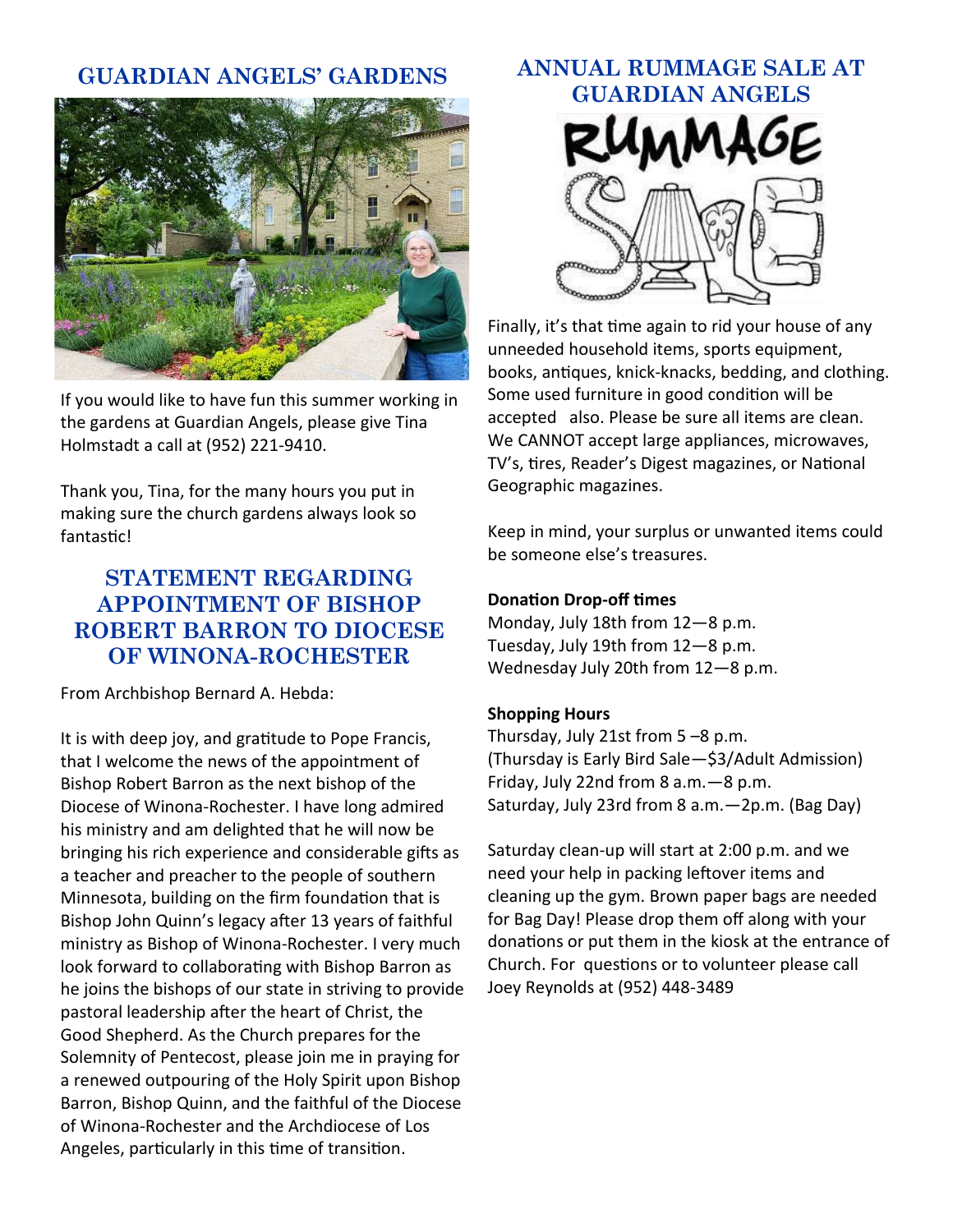## GUARDIAN ANGELS' GARDENS

If you would like to have fun this summer working in the gardens at Guardian Angels, please give Tina Holmstadt a call at (952) 221-9410.

Thank you, Tina, for the many hours you put in making sure the church gardens always look so fantastic!

## STATEMENT REGARDING APPOINTMENT OF BISHOP ROBERT BARRON TO DIOCESE OF WINONA-ROCHESTER

From Archbishop Bernard A. Hebda:

It is with deep joy, and gratitude to Pope Francis, that I welcome the news of the appointment of Bishop Robert Barron as the next bishop of the Diocese of Winona-Rochester. I have long admired his ministry and am delighted that he will now be bringing his rich experience and considerable gifts as a teacher and preacher to the people of southern Minnesota, building on the firm foundation that is Bishop John Quinn's legacy after 13 years of faithful ministry as Bishop of Winona-Rochester. I very much look forward to collaborating with Bishop Barron as he joins the bishops of our state in striving to provide pastoral leadership after the heart of Christ, the Good Shepherd. As the Church prepares for the Solemnity of Pentecost, please join me in praying for a renewed outpouring of the Holy Spirit upon Bishop Barron, Bishop Quinn, and the faithful of the Diocese of Winona-Rochester and the Archdiocese of Los Angeles, particularly in this time of transition.

## ANNUAL RUMMAGE SALE AT GUARDIAN ANGELS

Finally, it's that time again to rid your house of any unneeded household items, sports equipment, books, antiques, knick-knacks, bedding, and clothing. Some used furniture in good condition will be accepted also. Please be sure all items are clean. We CANNOT accept large appliances, microwaves, TV's, tires, Reader's Digest magazines, or National Geographic magazines.

Keep in mind, your surplus or unwanted items could be someone else's treasures.

**Donation Drop-off times**
Monday, July 18th from 12—8 p.m.
Tuesday, July 19th from 12—8 p.m.
Wednesday July 20th from 12—8 p.m.

**Shopping Hours**
Thursday, July 21st from 5 –8 p.m.
(Thursday is Early Bird Sale—$3/Adult Admission)
Friday, July 22nd from 8 a.m.—8 p.m.
Saturday, July 23rd from 8 a.m.—2p.m. (Bag Day)

Saturday clean-up will start at 2:00 p.m. and we need your help in packing leftover items and cleaning up the gym. Brown paper bags are needed for Bag Day! Please drop them off along with your donations or put them in the kiosk at the entrance of Church. For questions or to volunteer please call Joey Reynolds at (952) 448-3489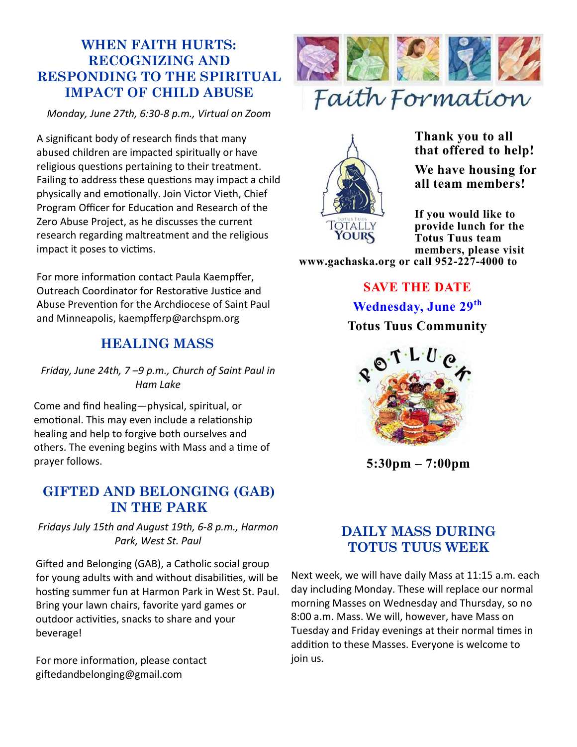## WHEN FAITH HURTS: RECOGNIZING AND RESPONDING TO THE SPIRITUAL IMPACT OF CHILD ABUSE

*Monday, June 27th, 6:30-8 p.m., Virtual on Zoom*

A significant body of research finds that many abused children are impacted spiritually or have religious questions pertaining to their treatment. Failing to address these questions may impact a child physically and emotionally. Join Victor Vieth, Chief Program Officer for Education and Research of the Zero Abuse Project, as he discusses the current research regarding maltreatment and the religious impact it poses to victims.

For more information contact Paula Kaempffer, Outreach Coordinator for Restorative Justice and Abuse Prevention for the Archdiocese of Saint Paul and Minneapolis, kaempfferp@archspm.org

## HEALING MASS

*Friday, June 24th, 7 –9 p.m., Church of Saint Paul in Ham Lake*

Come and find healing—physical, spiritual, or emotional. This may even include a relationship healing and help to forgive both ourselves and others. The evening begins with Mass and a time of prayer follows.

## GIFTED AND BELONGING (GAB) IN THE PARK

*Fridays July 15th and August 19th, 6-8 p.m., Harmon Park, West St. Paul*

Gifted and Belonging (GAB), a Catholic social group for young adults with and without disabilities, will be hosting summer fun at Harmon Park in West St. Paul. Bring your lawn chairs, favorite yard games or outdoor activities, snacks to share and your beverage!

For more information, please contact giftedandbelonging@gmail.com

# Faith Formation

Totus Tuus
TOTALLY YOURS

**Thank you to all that offered to help!**

**We have housing for all team members!**

**If you would like to provide lunch for the Totus Tuus team members, please visit www.gachaska.org or call 952-227-4000 to**

**SAVE THE DATE**

**Wednesday, June 29th**

**Totus Tuus Community**

POTLUCK

**5:30pm – 7:00pm**

## DAILY MASS DURING TOTUS TUUS WEEK

Next week, we will have daily Mass at 11:15 a.m. each day including Monday. These will replace our normal morning Masses on Wednesday and Thursday, so no 8:00 a.m. Mass. We will, however, have Mass on Tuesday and Friday evenings at their normal times in addition to these Masses. Everyone is welcome to join us.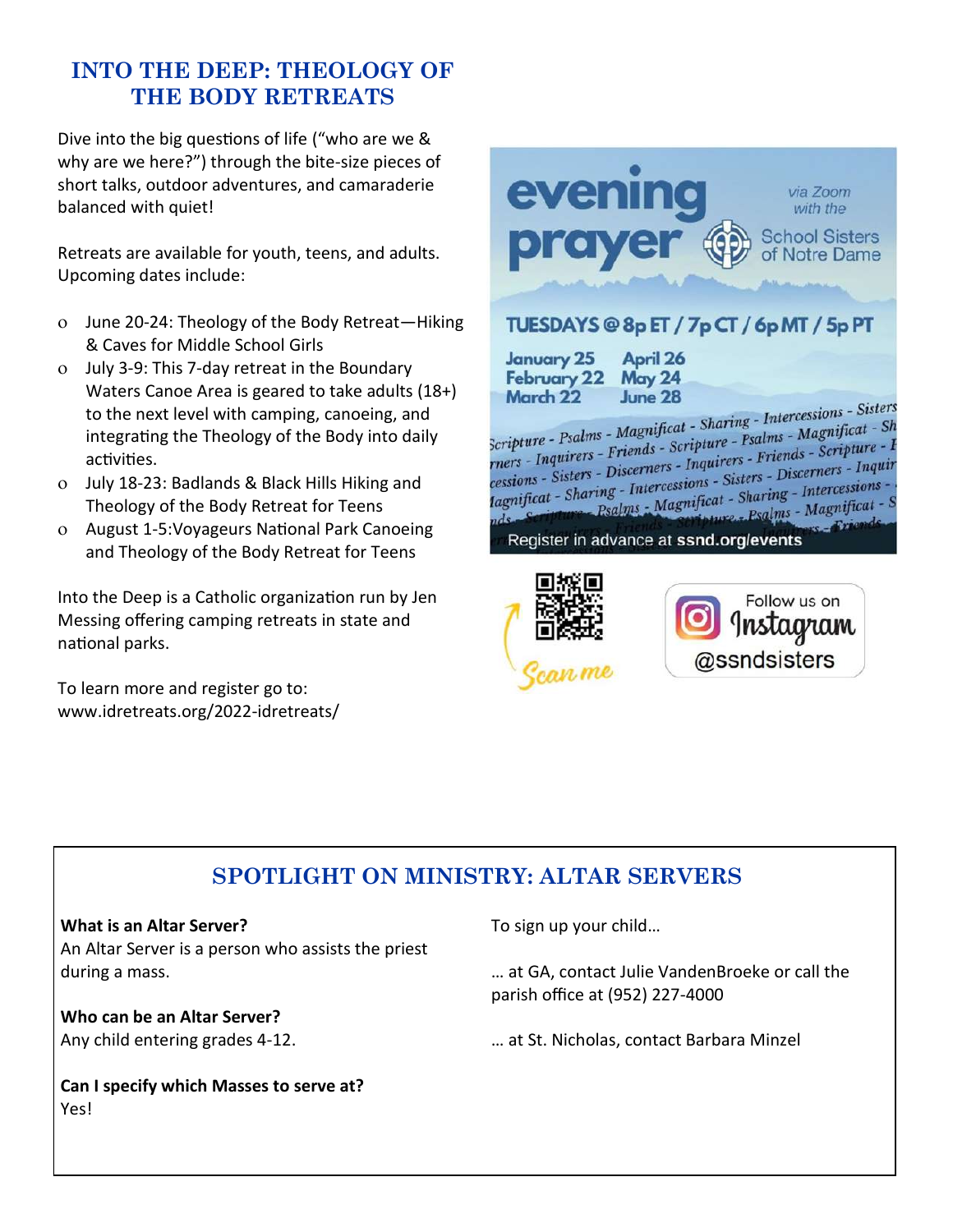## INTO THE DEEP: THEOLOGY OF THE BODY RETREATS

Dive into the big questions of life ("who are we & why are we here?") through the bite-size pieces of short talks, outdoor adventures, and camaraderie balanced with quiet!

Retreats are available for youth, teens, and adults. Upcoming dates include:

- June 20-24: Theology of the Body Retreat—Hiking & Caves for Middle School Girls
- July 3-9: This 7-day retreat in the Boundary Waters Canoe Area is geared to take adults (18+) to the next level with camping, canoeing, and integrating the Theology of the Body into daily activities.
- July 18-23: Badlands & Black Hills Hiking and Theology of the Body Retreat for Teens
- August 1-5:Voyageurs National Park Canoeing and Theology of the Body Retreat for Teens

Into the Deep is a Catholic organization run by Jen Messing offering camping retreats in state and national parks.

To learn more and register go to: www.idretreats.org/2022-idretreats/

**evening prayer** via Zoom with the School Sisters of Notre Dame

**TUESDAYS @ 8p ET / 7p CT / 6p MT / 5p PT**

January 25
February 22
March 22
April 26
May 24
June 28

Scripture - Psalms - Magnificat - Sharing - Intercessions - Sisters - Inquirers - Friends - Discerners

Register in advance at **ssnd.org/events**

Scan me

Follow us on Instagram @ssndsisters

## SPOTLIGHT ON MINISTRY: ALTAR SERVERS

**What is an Altar Server?**
An Altar Server is a person who assists the priest during a mass.

**Who can be an Altar Server?**
Any child entering grades 4-12.

**Can I specify which Masses to serve at?**
Yes!

To sign up your child…

… at GA, contact Julie VandenBroeke or call the parish office at (952) 227-4000

… at St. Nicholas, contact Barbara Minzel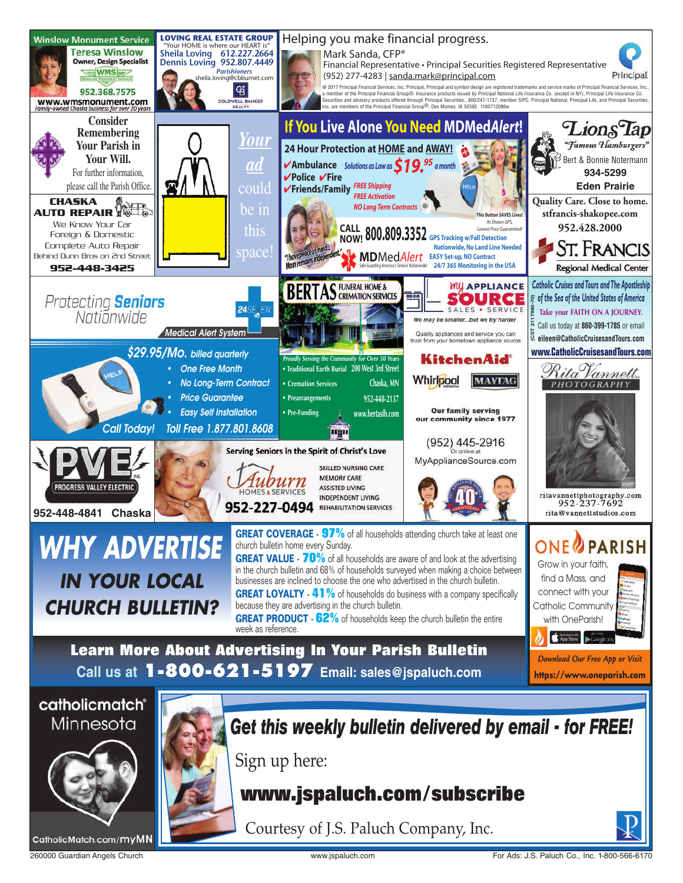**Winslow Monument Service**
Teresa Winslow
Owner, Design Specialist
WMS
952.368.7575
www.wmsmonument.com
Family-owned Chaska business for over 20 years

**LOVING REAL ESTATE GROUP**
"Your HOME is where our HEART is"
Sheila Loving 612.227.2664
Dennis Loving 952.807.4449
Parishioners
sheila.loving@cbburnet.com
COLDWELL BANKER REALTY

**Helping you make financial progress.**
Mark Sanda, CFP®
Financial Representative • Principal Securities Registered Representative
(952) 277-4283 | sanda.mark@principal.com
Principal
© 2017 Principal Financial Services, Inc. Principal, Principal and symbol design are registered trademarks and service marks of Principal Financial Services, Inc., a member of the Principal Financial Group®. Insurance products issued by Principal National Life Insurance Co. (except in NY), Principal Life Insurance Co. Securities and advisory products offered through Principal Securities., 800/247-1737, member SIPC. Principal National, Principal Life, and Principal Securities, Inc. are members of the Principal Financial Group®, Des Moines, IA 50392. t18071208w

Consider Remembering Your Parish in Your Will.
For further information, please call the Parish Office.

**CHASKA AUTO REPAIR**
We Know Your Car
Foreign & Domestic
Complete Auto Repair
Behind Dunn Bros on 2nd Street
952-448-3425

Your ad could be in this space!

**If You Live Alone You Need MDMedAlert!**
24 Hour Protection at HOME and AWAY!
✔Ambulance Solutions as Low as $19.95 a month
✔Police ✔Fire
✔Friends/Family FREE Shipping
FREE Activation
NO Long Term Contracts
This Button SAVES Lives!
As Shown GPS, Lowest Price Guaranteed!
CALL NOW! 800.809.3352 GPS Tracking w/Fall Detection
Nationwide, No Land Line Needed
"I have peace of mind... Mom remains independent."
MDMedAlert EASY Set-up, NO Contract
Safe-Guarding America's Seniors Nationwide! 24/7 365 Monitoring in the USA

**Lions Tap**
"Famous Hamburgers"
Bert & Bonnie Notermann
934-5299
Eden Prairie

Quality Care. Close to home.
stfrancis-shakopee.com
952.428.2000
ST. FRANCIS
Regional Medical Center

Protecting **Seniors** Nationwide
24SEVEN
Medical Alert System
$29.95/Mo. billed quarterly
- One Free Month
- No Long-Term Contract
- Price Guarantee
- Easy Self Installation

Call Today! Toll Free 1.877.801.8608

**BERTAS** FUNERAL HOME & CREMATION SERVICES
Proudly Serving the Community for Over 50 Years
- Traditional Earth Burial 200 West 3rd Street
- Cremation Services Chaska, MN
- Prearrangements 952-448-2137
- Pre-Funding www.bertasfh.com

**my APPLIANCE SOURCE**
SALES • SERVICE
We may be smaller...but we try harder
Quality appliances and service you can trust from your hometown appliance source
KitchenAid Whirlpool MAYTAG
Our family serving our community since 1977
(952) 445-2916
Or online at
MyApplianceSource.com
40 Anniversary

Catholic Cruises and Tours and The Apostleship of the Sea of the United States of America
Take your FAITH ON A JOURNEY.
Call us today at 860-399-1785 or email eileen@CatholicCruisesandTours.com
www.CatholicCruisesandTours.com
(CST 2117990-70)

**Rita Vannett PHOTOGRAPHY**
ritavannettphotography.com
952-237-7692
rita@vannettstudios.com

**PVE** PROGRESS VALLEY ELECTRIC INC.
952-448-4841 Chaska

Serving Seniors in the Spirit of Christ's Love
Auburn HOMES & SERVICES
952-227-0494
SKILLED NURSING CARE
MEMORY CARE
ASSISTED LIVING
INDEPENDENT LIVING
REHABILITATION SERVICES

# WHY ADVERTISE IN YOUR LOCAL CHURCH BULLETIN?

**GREAT COVERAGE - 97%** of all households attending church take at least one church bulletin home every Sunday.

**GREAT VALUE - 70%** of all households are aware of and look at the advertising in the church bulletin and 68% of households surveyed when making a choice between businesses are inclined to choose the one who advertised in the church bulletin.

**GREAT LOYALTY - 41%** of households do business with a company specifically because they are advertising in the church bulletin.

**GREAT PRODUCT - 62%** of households keep the church bulletin the entire week as reference.

**Learn More About Advertising In Your Parish Bulletin**
Call us at **1-800-621-5197** Email: sales@jspaluch.com

**ONE PARISH**
Grow in your faith, find a Mass, and connect with your Catholic Community with OneParish!
Download Our Free App or Visit
https://www.oneparish.com

catholicmatch® Minnesota
CatholicMatch.com/myMN

## Get this weekly bulletin delivered by email - for FREE!
Sign up here:
**www.jspaluch.com/subscribe**
Courtesy of J.S. Paluch Company, Inc.

260000 Guardian Angels Church www.jspaluch.com For Ads: J.S. Paluch Co., Inc. 1-800-566-6170